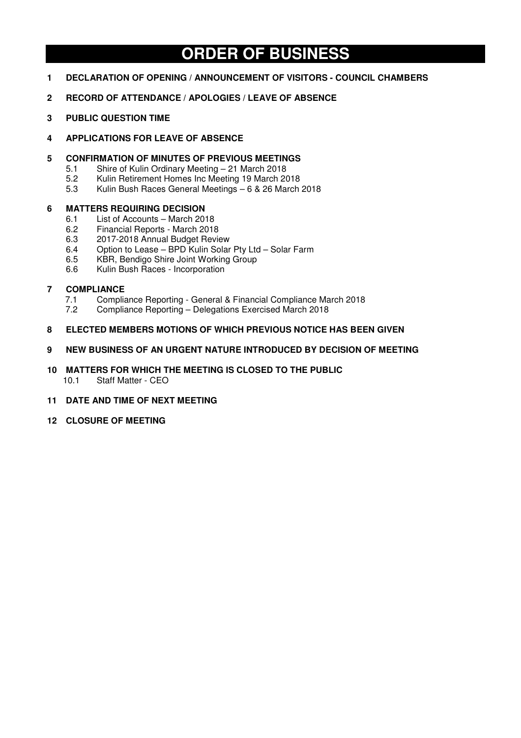# ORDER OF BUSINESS

**1 DECLARATION OF OPENING / ANNOUNCEMENT OF VISITORS - COUNCIL CHAMBERS**

**2 RECORD OF ATTENDANCE / APOLOGIES / LEAVE OF ABSENCE**

**3 PUBLIC QUESTION TIME**

**4 APPLICATIONS FOR LEAVE OF ABSENCE**

**5 CONFIRMATION OF MINUTES OF PREVIOUS MEETINGS**

- 5.1 Shire of Kulin Ordinary Meeting – 21 March 2018
- 5.2 Kulin Retirement Homes Inc Meeting 19 March 2018
- 5.3 Kulin Bush Races General Meetings – 6 & 26 March 2018

**6 MATTERS REQUIRING DECISION**

- 6.1 List of Accounts – March 2018
- 6.2 Financial Reports - March 2018
- 6.3 2017-2018 Annual Budget Review
- 6.4 Option to Lease – BPD Kulin Solar Pty Ltd – Solar Farm
- 6.5 KBR, Bendigo Shire Joint Working Group
- 6.6 Kulin Bush Races - Incorporation

**7 COMPLIANCE**

- 7.1 Compliance Reporting - General & Financial Compliance March 2018
- 7.2 Compliance Reporting – Delegations Exercised March 2018

**8 ELECTED MEMBERS MOTIONS OF WHICH PREVIOUS NOTICE HAS BEEN GIVEN**

**9 NEW BUSINESS OF AN URGENT NATURE INTRODUCED BY DECISION OF MEETING**

**10 MATTERS FOR WHICH THE MEETING IS CLOSED TO THE PUBLIC**

- 10.1 Staff Matter - CEO

**11 DATE AND TIME OF NEXT MEETING**

**12 CLOSURE OF MEETING**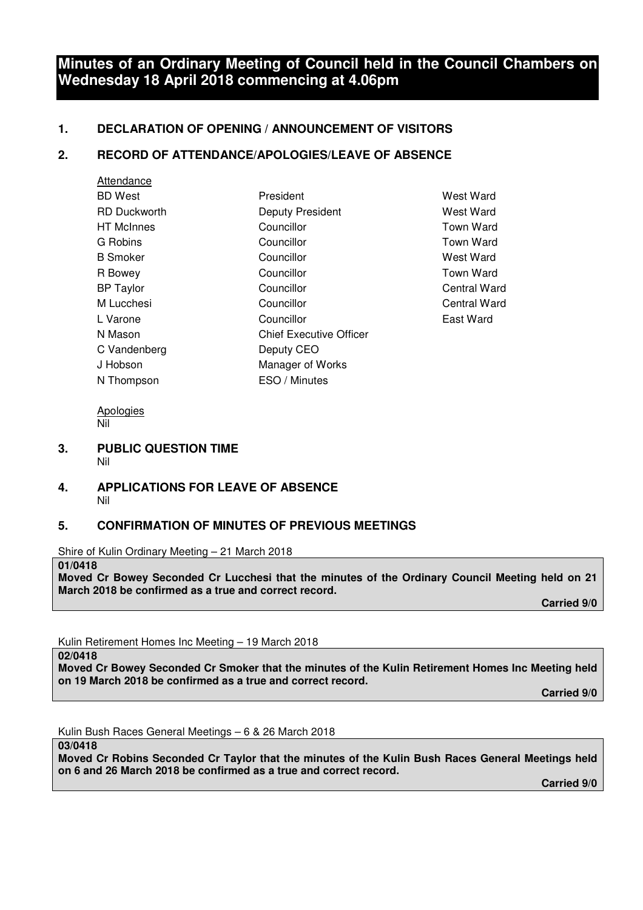# Minutes of an Ordinary Meeting of Council held in the Council Chambers on Wednesday 18 April 2018 commencing at 4.06pm

## 1. DECLARATION OF OPENING / ANNOUNCEMENT OF VISITORS

## 2. RECORD OF ATTENDANCE/APOLOGIES/LEAVE OF ABSENCE

Attendance

| | | |
|---|---|---|
| BD West | President | West Ward |
| RD Duckworth | Deputy President | West Ward |
| HT McInnes | Councillor | Town Ward |
| G Robins | Councillor | Town Ward |
| B Smoker | Councillor | West Ward |
| R Bowey | Councillor | Town Ward |
| BP Taylor | Councillor | Central Ward |
| M Lucchesi | Councillor | Central Ward |
| L Varone | Councillor | East Ward |
| N Mason | Chief Executive Officer | |
| C Vandenberg | Deputy CEO | |
| J Hobson | Manager of Works | |
| N Thompson | ESO / Minutes | |

Apologies
Nil

## 3. PUBLIC QUESTION TIME
Nil

## 4. APPLICATIONS FOR LEAVE OF ABSENCE
Nil

## 5. CONFIRMATION OF MINUTES OF PREVIOUS MEETINGS

Shire of Kulin Ordinary Meeting – 21 March 2018

**01/0418**
**Moved Cr Bowey Seconded Cr Lucchesi that the minutes of the Ordinary Council Meeting held on 21 March 2018 be confirmed as a true and correct record.**

**Carried 9/0**

Kulin Retirement Homes Inc Meeting – 19 March 2018

**02/0418**
**Moved Cr Bowey Seconded Cr Smoker that the minutes of the Kulin Retirement Homes Inc Meeting held on 19 March 2018 be confirmed as a true and correct record.**

**Carried 9/0**

Kulin Bush Races General Meetings – 6 & 26 March 2018

**03/0418**
**Moved Cr Robins Seconded Cr Taylor that the minutes of the Kulin Bush Races General Meetings held on 6 and 26 March 2018 be confirmed as a true and correct record.**

**Carried 9/0**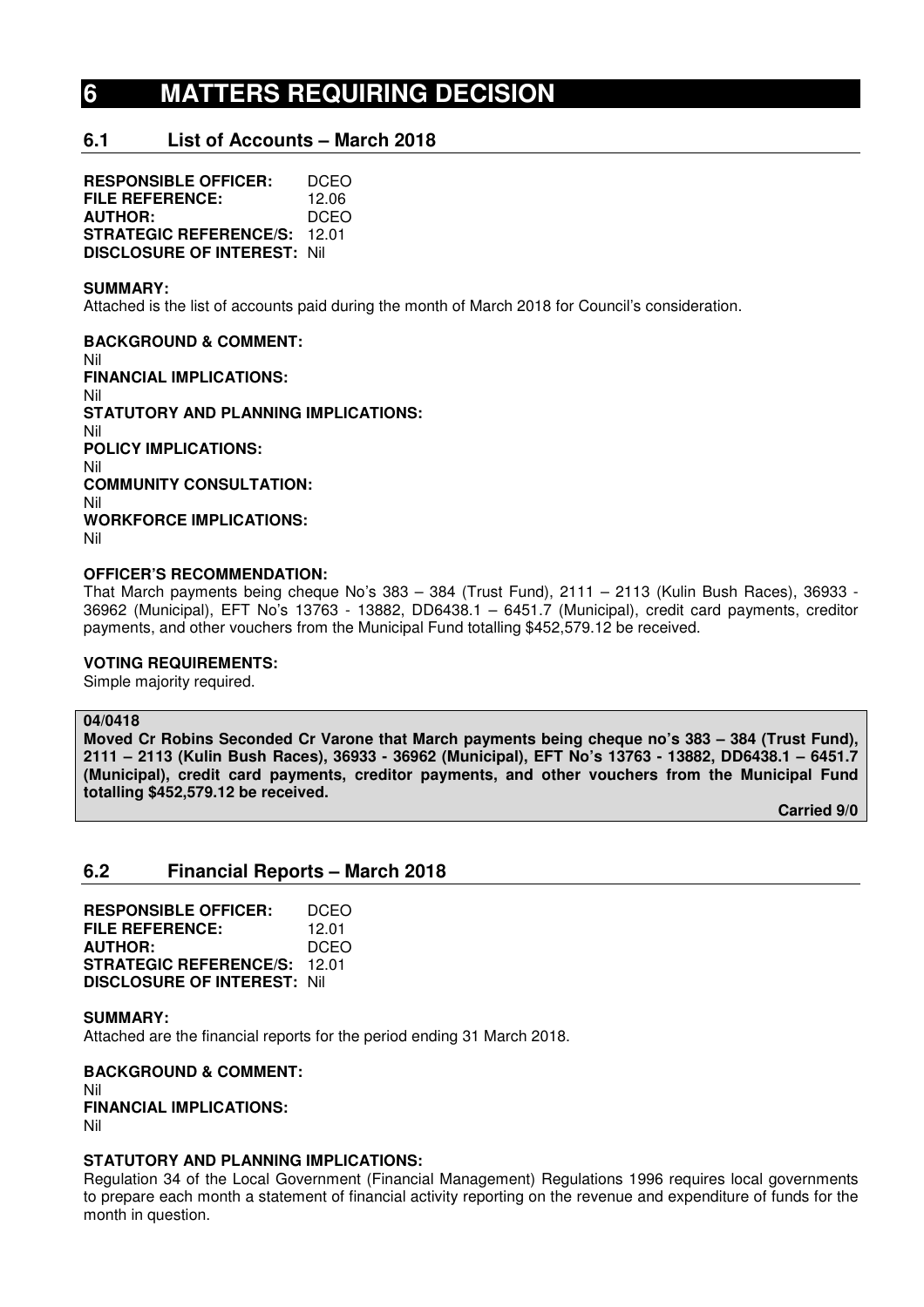# 6 MATTERS REQUIRING DECISION

## 6.1 List of Accounts – March 2018

**RESPONSIBLE OFFICER:** DCEO
**FILE REFERENCE:** 12.06
**AUTHOR:** DCEO
**STRATEGIC REFERENCE/S:** 12.01
**DISCLOSURE OF INTEREST:** Nil

**SUMMARY:**
Attached is the list of accounts paid during the month of March 2018 for Council's consideration.

**BACKGROUND & COMMENT:**
Nil
**FINANCIAL IMPLICATIONS:**
Nil
**STATUTORY AND PLANNING IMPLICATIONS:**
Nil
**POLICY IMPLICATIONS:**
Nil
**COMMUNITY CONSULTATION:**
Nil
**WORKFORCE IMPLICATIONS:**
Nil

**OFFICER'S RECOMMENDATION:**
That March payments being cheque No's 383 – 384 (Trust Fund), 2111 – 2113 (Kulin Bush Races), 36933 - 36962 (Municipal), EFT No's 13763 - 13882, DD6438.1 – 6451.7 (Municipal), credit card payments, creditor payments, and other vouchers from the Municipal Fund totalling $452,579.12 be received.

**VOTING REQUIREMENTS:**
Simple majority required.

**04/0418**
**Moved Cr Robins Seconded Cr Varone that March payments being cheque no's 383 – 384 (Trust Fund), 2111 – 2113 (Kulin Bush Races), 36933 - 36962 (Municipal), EFT No's 13763 - 13882, DD6438.1 – 6451.7 (Municipal), credit card payments, creditor payments, and other vouchers from the Municipal Fund totalling $452,579.12 be received.**

**Carried 9/0**

## 6.2 Financial Reports – March 2018

**RESPONSIBLE OFFICER:** DCEO
**FILE REFERENCE:** 12.01
**AUTHOR:** DCEO
**STRATEGIC REFERENCE/S:** 12.01
**DISCLOSURE OF INTEREST:** Nil

**SUMMARY:**
Attached are the financial reports for the period ending 31 March 2018.

**BACKGROUND & COMMENT:**
Nil
**FINANCIAL IMPLICATIONS:**
Nil

**STATUTORY AND PLANNING IMPLICATIONS:**
Regulation 34 of the Local Government (Financial Management) Regulations 1996 requires local governments to prepare each month a statement of financial activity reporting on the revenue and expenditure of funds for the month in question.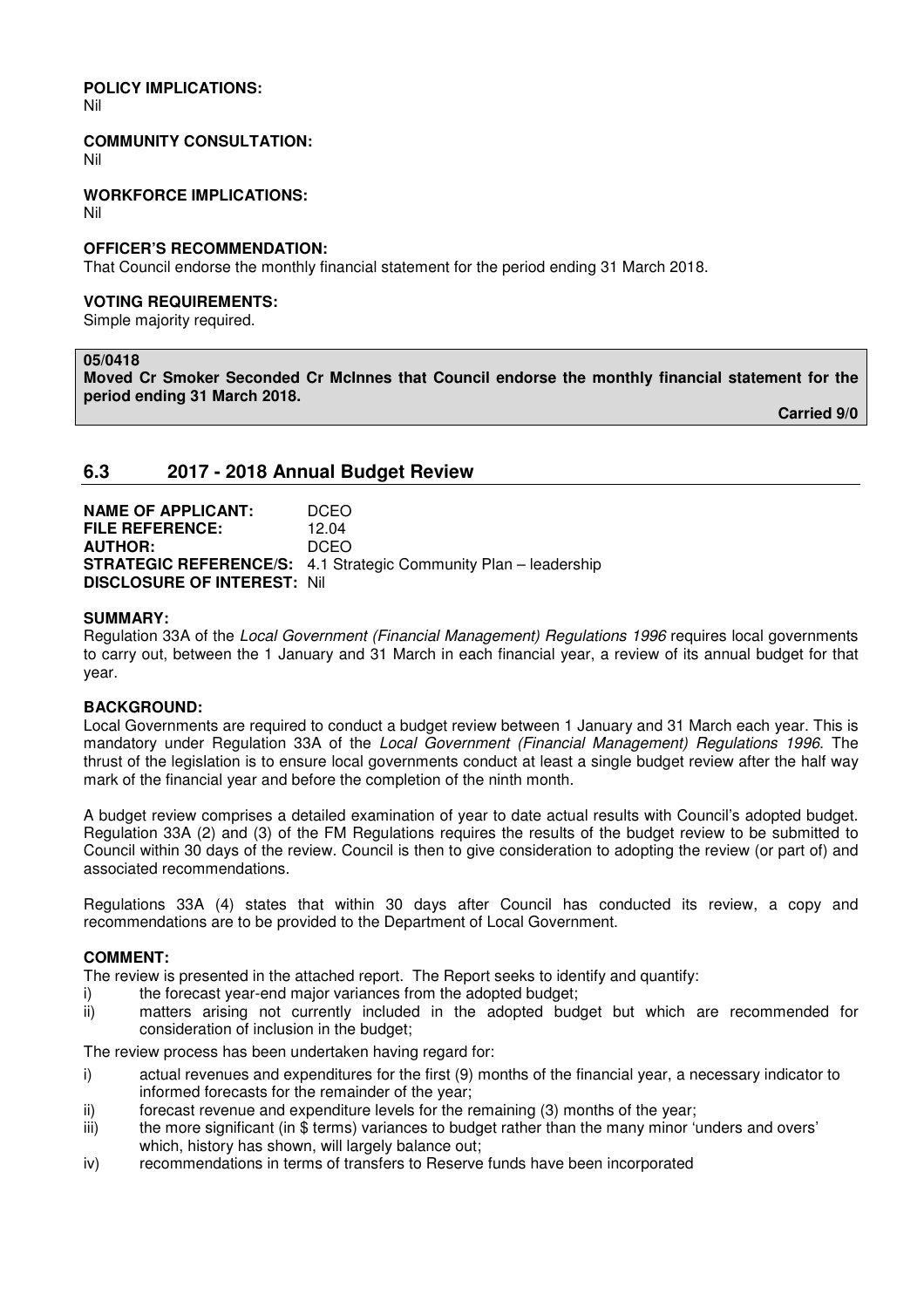**POLICY IMPLICATIONS:**
Nil

**COMMUNITY CONSULTATION:**
Nil

**WORKFORCE IMPLICATIONS:**
Nil

**OFFICER'S RECOMMENDATION:**
That Council endorse the monthly financial statement for the period ending 31 March 2018.

**VOTING REQUIREMENTS:**
Simple majority required.

**05/0418**
**Moved Cr Smoker Seconded Cr McInnes that Council endorse the monthly financial statement for the period ending 31 March 2018.**

**Carried 9/0**

## 6.3 2017 - 2018 Annual Budget Review

**NAME OF APPLICANT:** DCEO
**FILE REFERENCE:** 12.04
**AUTHOR:** DCEO
**STRATEGIC REFERENCE/S:** 4.1 Strategic Community Plan – leadership
**DISCLOSURE OF INTEREST:** Nil

**SUMMARY:**
Regulation 33A of the *Local Government (Financial Management) Regulations 1996* requires local governments to carry out, between the 1 January and 31 March in each financial year, a review of its annual budget for that year.

**BACKGROUND:**
Local Governments are required to conduct a budget review between 1 January and 31 March each year. This is mandatory under Regulation 33A of the *Local Government (Financial Management) Regulations 1996*. The thrust of the legislation is to ensure local governments conduct at least a single budget review after the half way mark of the financial year and before the completion of the ninth month.

A budget review comprises a detailed examination of year to date actual results with Council's adopted budget. Regulation 33A (2) and (3) of the FM Regulations requires the results of the budget review to be submitted to Council within 30 days of the review. Council is then to give consideration to adopting the review (or part of) and associated recommendations.

Regulations 33A (4) states that within 30 days after Council has conducted its review, a copy and recommendations are to be provided to the Department of Local Government.

**COMMENT:**
The review is presented in the attached report. The Report seeks to identify and quantify:

i) the forecast year-end major variances from the adopted budget;
ii) matters arising not currently included in the adopted budget but which are recommended for consideration of inclusion in the budget;

The review process has been undertaken having regard for:

i) actual revenues and expenditures for the first (9) months of the financial year, a necessary indicator to informed forecasts for the remainder of the year;
ii) forecast revenue and expenditure levels for the remaining (3) months of the year;
iii) the more significant (in $ terms) variances to budget rather than the many minor 'unders and overs' which, history has shown, will largely balance out;
iv) recommendations in terms of transfers to Reserve funds have been incorporated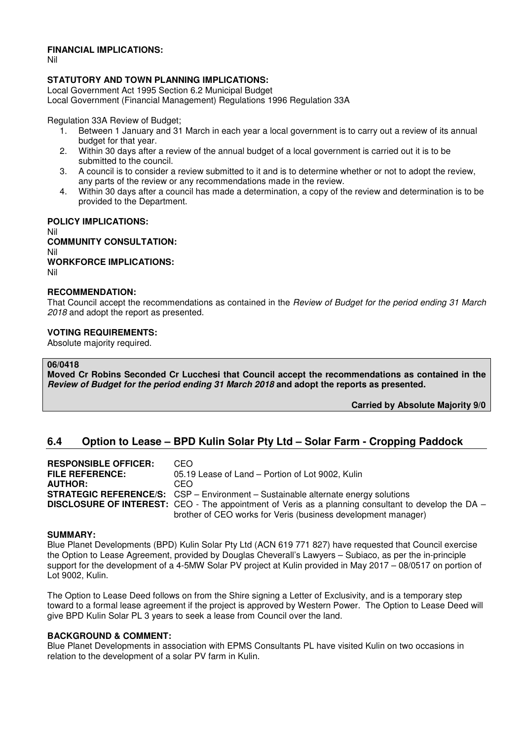**FINANCIAL IMPLICATIONS:**
Nil

**STATUTORY AND TOWN PLANNING IMPLICATIONS:**
Local Government Act 1995 Section 6.2 Municipal Budget
Local Government (Financial Management) Regulations 1996 Regulation 33A

Regulation 33A Review of Budget;

1. Between 1 January and 31 March in each year a local government is to carry out a review of its annual budget for that year.
2. Within 30 days after a review of the annual budget of a local government is carried out it is to be submitted to the council.
3. A council is to consider a review submitted to it and is to determine whether or not to adopt the review, any parts of the review or any recommendations made in the review.
4. Within 30 days after a council has made a determination, a copy of the review and determination is to be provided to the Department.

**POLICY IMPLICATIONS:**
Nil
**COMMUNITY CONSULTATION:**
Nil
**WORKFORCE IMPLICATIONS:**
Nil

**RECOMMENDATION:**
That Council accept the recommendations as contained in the *Review of Budget for the period ending 31 March 2018* and adopt the report as presented.

**VOTING REQUIREMENTS:**
Absolute majority required.

**06/0418**
**Moved Cr Robins Seconded Cr Lucchesi that Council accept the recommendations as contained in the *Review of Budget for the period ending 31 March 2018* and adopt the reports as presented.**

**Carried by Absolute Majority 9/0**

## 6.4 Option to Lease – BPD Kulin Solar Pty Ltd – Solar Farm - Cropping Paddock

**RESPONSIBLE OFFICER:** CEO
**FILE REFERENCE:** 05.19 Lease of Land – Portion of Lot 9002, Kulin
**AUTHOR:** CEO
**STRATEGIC REFERENCE/S:** CSP – Environment – Sustainable alternate energy solutions
**DISCLOSURE OF INTEREST:** CEO - The appointment of Veris as a planning consultant to develop the DA – brother of CEO works for Veris (business development manager)

**SUMMARY:**
Blue Planet Developments (BPD) Kulin Solar Pty Ltd (ACN 619 771 827) have requested that Council exercise the Option to Lease Agreement, provided by Douglas Cheverall's Lawyers – Subiaco, as per the in-principle support for the development of a 4-5MW Solar PV project at Kulin provided in May 2017 – 08/0517 on portion of Lot 9002, Kulin.

The Option to Lease Deed follows on from the Shire signing a Letter of Exclusivity, and is a temporary step toward to a formal lease agreement if the project is approved by Western Power. The Option to Lease Deed will give BPD Kulin Solar PL 3 years to seek a lease from Council over the land.

**BACKGROUND & COMMENT:**
Blue Planet Developments in association with EPMS Consultants PL have visited Kulin on two occasions in relation to the development of a solar PV farm in Kulin.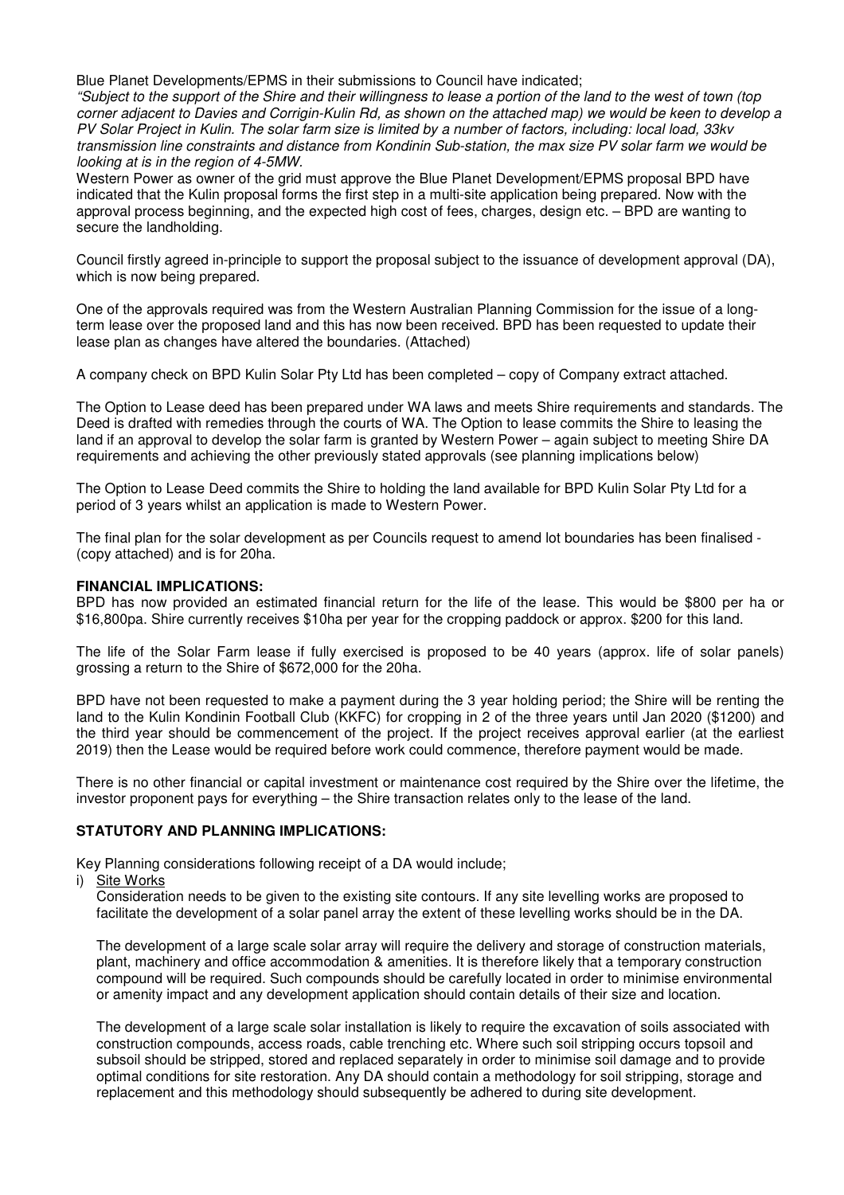Blue Planet Developments/EPMS in their submissions to Council have indicated;

*"Subject to the support of the Shire and their willingness to lease a portion of the land to the west of town (top corner adjacent to Davies and Corrigin-Kulin Rd, as shown on the attached map) we would be keen to develop a PV Solar Project in Kulin. The solar farm size is limited by a number of factors, including: local load, 33kv transmission line constraints and distance from Kondinin Sub-station, the max size PV solar farm we would be looking at is in the region of 4-5MW.*

Western Power as owner of the grid must approve the Blue Planet Development/EPMS proposal BPD have indicated that the Kulin proposal forms the first step in a multi-site application being prepared. Now with the approval process beginning, and the expected high cost of fees, charges, design etc. – BPD are wanting to secure the landholding.

Council firstly agreed in-principle to support the proposal subject to the issuance of development approval (DA), which is now being prepared.

One of the approvals required was from the Western Australian Planning Commission for the issue of a long-term lease over the proposed land and this has now been received. BPD has been requested to update their lease plan as changes have altered the boundaries. (Attached)

A company check on BPD Kulin Solar Pty Ltd has been completed – copy of Company extract attached.

The Option to Lease deed has been prepared under WA laws and meets Shire requirements and standards. The Deed is drafted with remedies through the courts of WA. The Option to lease commits the Shire to leasing the land if an approval to develop the solar farm is granted by Western Power – again subject to meeting Shire DA requirements and achieving the other previously stated approvals (see planning implications below)

The Option to Lease Deed commits the Shire to holding the land available for BPD Kulin Solar Pty Ltd for a period of 3 years whilst an application is made to Western Power.

The final plan for the solar development as per Councils request to amend lot boundaries has been finalised - (copy attached) and is for 20ha.

**FINANCIAL IMPLICATIONS:**

BPD has now provided an estimated financial return for the life of the lease. This would be $800 per ha or $16,800pa. Shire currently receives $10ha per year for the cropping paddock or approx. $200 for this land.

The life of the Solar Farm lease if fully exercised is proposed to be 40 years (approx. life of solar panels) grossing a return to the Shire of $672,000 for the 20ha.

BPD have not been requested to make a payment during the 3 year holding period; the Shire will be renting the land to the Kulin Kondinin Football Club (KKFC) for cropping in 2 of the three years until Jan 2020 ($1200) and the third year should be commencement of the project. If the project receives approval earlier (at the earliest 2019) then the Lease would be required before work could commence, therefore payment would be made.

There is no other financial or capital investment or maintenance cost required by the Shire over the lifetime, the investor proponent pays for everything – the Shire transaction relates only to the lease of the land.

**STATUTORY AND PLANNING IMPLICATIONS:**

Key Planning considerations following receipt of a DA would include;

i) <u>Site Works</u>

Consideration needs to be given to the existing site contours. If any site levelling works are proposed to facilitate the development of a solar panel array the extent of these levelling works should be in the DA.

The development of a large scale solar array will require the delivery and storage of construction materials, plant, machinery and office accommodation & amenities. It is therefore likely that a temporary construction compound will be required. Such compounds should be carefully located in order to minimise environmental or amenity impact and any development application should contain details of their size and location.

The development of a large scale solar installation is likely to require the excavation of soils associated with construction compounds, access roads, cable trenching etc. Where such soil stripping occurs topsoil and subsoil should be stripped, stored and replaced separately in order to minimise soil damage and to provide optimal conditions for site restoration. Any DA should contain a methodology for soil stripping, storage and replacement and this methodology should subsequently be adhered to during site development.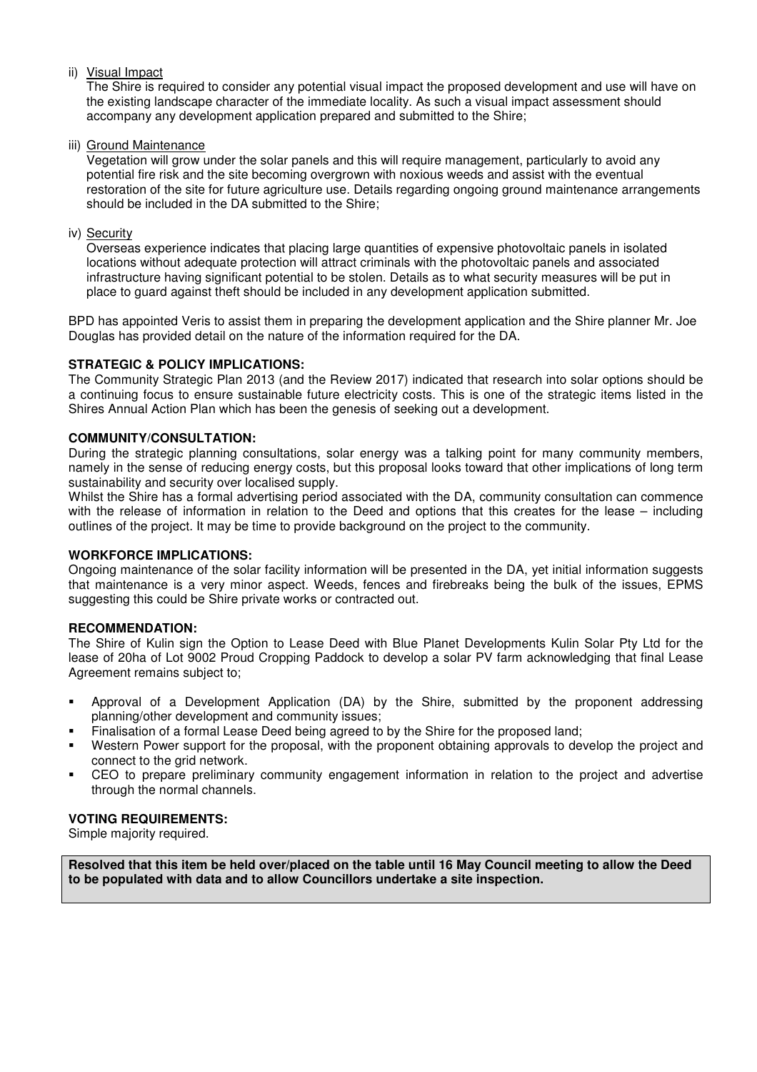ii) Visual Impact

The Shire is required to consider any potential visual impact the proposed development and use will have on the existing landscape character of the immediate locality. As such a visual impact assessment should accompany any development application prepared and submitted to the Shire;

iii) Ground Maintenance

Vegetation will grow under the solar panels and this will require management, particularly to avoid any potential fire risk and the site becoming overgrown with noxious weeds and assist with the eventual restoration of the site for future agriculture use. Details regarding ongoing ground maintenance arrangements should be included in the DA submitted to the Shire;

iv) Security

Overseas experience indicates that placing large quantities of expensive photovoltaic panels in isolated locations without adequate protection will attract criminals with the photovoltaic panels and associated infrastructure having significant potential to be stolen. Details as to what security measures will be put in place to guard against theft should be included in any development application submitted.

BPD has appointed Veris to assist them in preparing the development application and the Shire planner Mr. Joe Douglas has provided detail on the nature of the information required for the DA.

**STRATEGIC & POLICY IMPLICATIONS:**

The Community Strategic Plan 2013 (and the Review 2017) indicated that research into solar options should be a continuing focus to ensure sustainable future electricity costs. This is one of the strategic items listed in the Shires Annual Action Plan which has been the genesis of seeking out a development.

**COMMUNITY/CONSULTATION:**

During the strategic planning consultations, solar energy was a talking point for many community members, namely in the sense of reducing energy costs, but this proposal looks toward that other implications of long term sustainability and security over localised supply.

Whilst the Shire has a formal advertising period associated with the DA, community consultation can commence with the release of information in relation to the Deed and options that this creates for the lease – including outlines of the project. It may be time to provide background on the project to the community.

**WORKFORCE IMPLICATIONS:**

Ongoing maintenance of the solar facility information will be presented in the DA, yet initial information suggests that maintenance is a very minor aspect. Weeds, fences and firebreaks being the bulk of the issues, EPMS suggesting this could be Shire private works or contracted out.

**RECOMMENDATION:**

The Shire of Kulin sign the Option to Lease Deed with Blue Planet Developments Kulin Solar Pty Ltd for the lease of 20ha of Lot 9002 Proud Cropping Paddock to develop a solar PV farm acknowledging that final Lease Agreement remains subject to;

- Approval of a Development Application (DA) by the Shire, submitted by the proponent addressing planning/other development and community issues;
- Finalisation of a formal Lease Deed being agreed to by the Shire for the proposed land;
- Western Power support for the proposal, with the proponent obtaining approvals to develop the project and connect to the grid network.
- CEO to prepare preliminary community engagement information in relation to the project and advertise through the normal channels.

**VOTING REQUIREMENTS:**

Simple majority required.

**Resolved that this item be held over/placed on the table until 16 May Council meeting to allow the Deed to be populated with data and to allow Councillors undertake a site inspection.**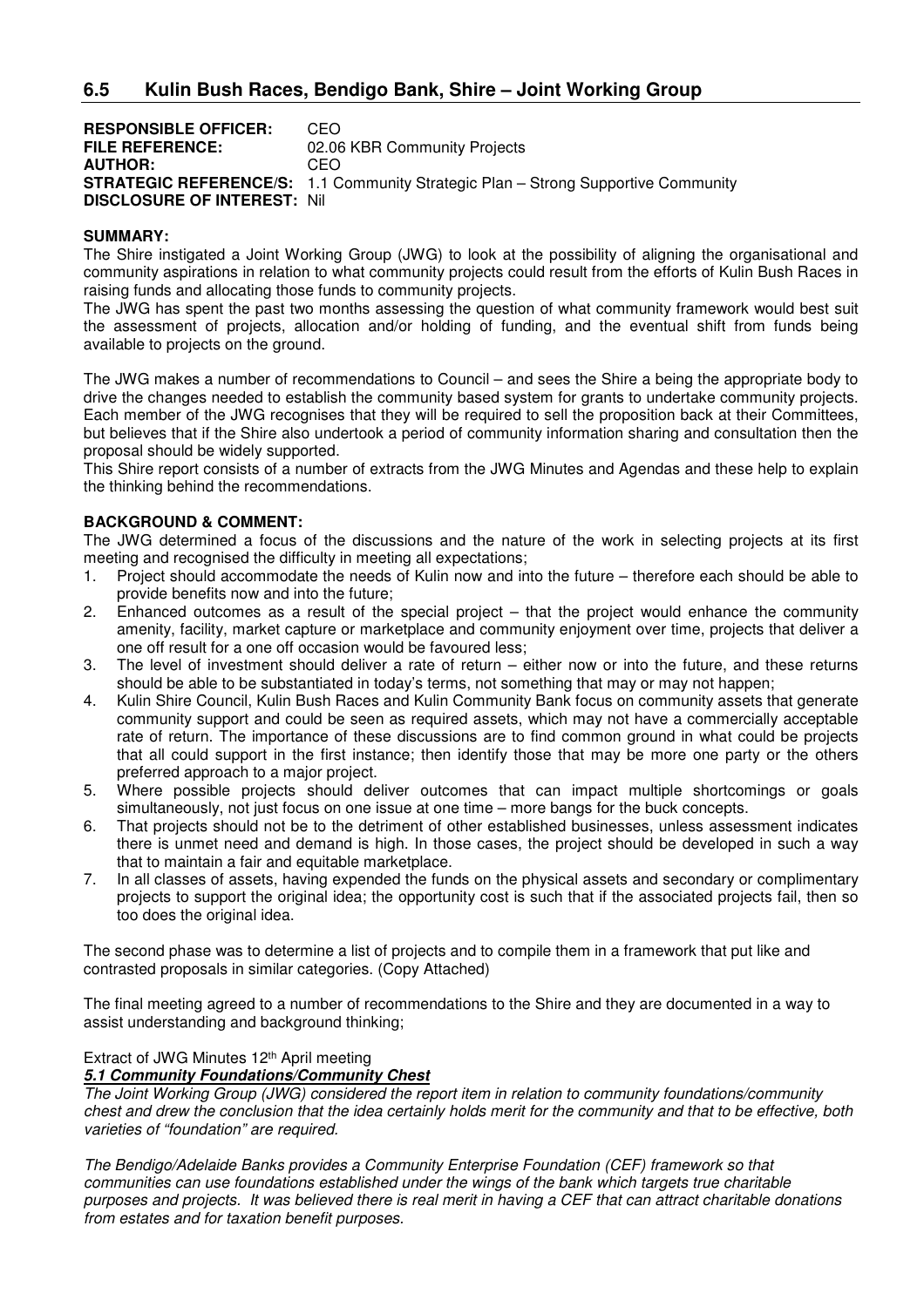## 6.5 Kulin Bush Races, Bendigo Bank, Shire – Joint Working Group

**RESPONSIBLE OFFICER:** CEO
**FILE REFERENCE:** 02.06 KBR Community Projects
**AUTHOR:** CEO
**STRATEGIC REFERENCE/S:** 1.1 Community Strategic Plan – Strong Supportive Community
**DISCLOSURE OF INTEREST:** Nil

**SUMMARY:**

The Shire instigated a Joint Working Group (JWG) to look at the possibility of aligning the organisational and community aspirations in relation to what community projects could result from the efforts of Kulin Bush Races in raising funds and allocating those funds to community projects.

The JWG has spent the past two months assessing the question of what community framework would best suit the assessment of projects, allocation and/or holding of funding, and the eventual shift from funds being available to projects on the ground.

The JWG makes a number of recommendations to Council – and sees the Shire a being the appropriate body to drive the changes needed to establish the community based system for grants to undertake community projects. Each member of the JWG recognises that they will be required to sell the proposition back at their Committees, but believes that if the Shire also undertook a period of community information sharing and consultation then the proposal should be widely supported.

This Shire report consists of a number of extracts from the JWG Minutes and Agendas and these help to explain the thinking behind the recommendations.

**BACKGROUND & COMMENT:**

The JWG determined a focus of the discussions and the nature of the work in selecting projects at its first meeting and recognised the difficulty in meeting all expectations;

1. Project should accommodate the needs of Kulin now and into the future – therefore each should be able to provide benefits now and into the future;
2. Enhanced outcomes as a result of the special project – that the project would enhance the community amenity, facility, market capture or marketplace and community enjoyment over time, projects that deliver a one off result for a one off occasion would be favoured less;
3. The level of investment should deliver a rate of return – either now or into the future, and these returns should be able to be substantiated in today's terms, not something that may or may not happen;
4. Kulin Shire Council, Kulin Bush Races and Kulin Community Bank focus on community assets that generate community support and could be seen as required assets, which may not have a commercially acceptable rate of return. The importance of these discussions are to find common ground in what could be projects that all could support in the first instance; then identify those that may be more one party or the others preferred approach to a major project.
5. Where possible projects should deliver outcomes that can impact multiple shortcomings or goals simultaneously, not just focus on one issue at one time – more bangs for the buck concepts.
6. That projects should not be to the detriment of other established businesses, unless assessment indicates there is unmet need and demand is high. In those cases, the project should be developed in such a way that to maintain a fair and equitable marketplace.
7. In all classes of assets, having expended the funds on the physical assets and secondary or complimentary projects to support the original idea; the opportunity cost is such that if the associated projects fail, then so too does the original idea.

The second phase was to determine a list of projects and to compile them in a framework that put like and contrasted proposals in similar categories. (Copy Attached)

The final meeting agreed to a number of recommendations to the Shire and they are documented in a way to assist understanding and background thinking;

Extract of JWG Minutes 12th April meeting

***5.1 Community Foundations/Community Chest***

*The Joint Working Group (JWG) considered the report item in relation to community foundations/community chest and drew the conclusion that the idea certainly holds merit for the community and that to be effective, both varieties of "foundation" are required.*

*The Bendigo/Adelaide Banks provides a Community Enterprise Foundation (CEF) framework so that communities can use foundations established under the wings of the bank which targets true charitable purposes and projects. It was believed there is real merit in having a CEF that can attract charitable donations from estates and for taxation benefit purposes.*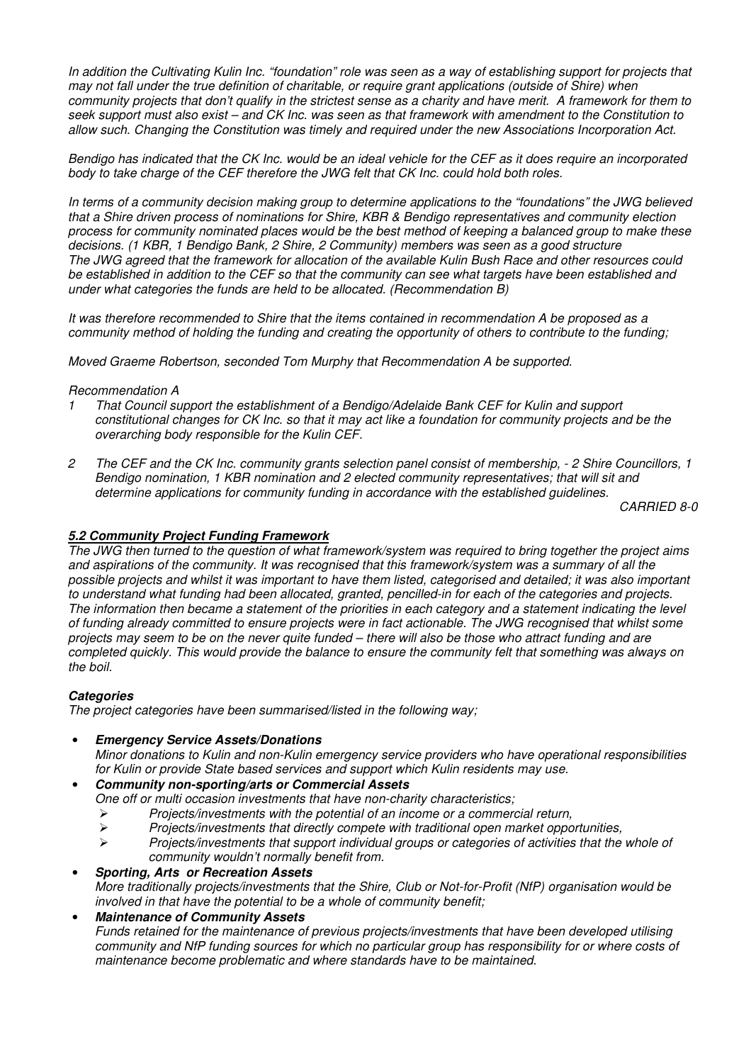*In addition the Cultivating Kulin Inc. "foundation" role was seen as a way of establishing support for projects that may not fall under the true definition of charitable, or require grant applications (outside of Shire) when community projects that don't qualify in the strictest sense as a charity and have merit. A framework for them to seek support must also exist – and CK Inc. was seen as that framework with amendment to the Constitution to allow such. Changing the Constitution was timely and required under the new Associations Incorporation Act.*

*Bendigo has indicated that the CK Inc. would be an ideal vehicle for the CEF as it does require an incorporated body to take charge of the CEF therefore the JWG felt that CK Inc. could hold both roles.*

*In terms of a community decision making group to determine applications to the "foundations" the JWG believed that a Shire driven process of nominations for Shire, KBR & Bendigo representatives and community election process for community nominated places would be the best method of keeping a balanced group to make these decisions. (1 KBR, 1 Bendigo Bank, 2 Shire, 2 Community) members was seen as a good structure*
*The JWG agreed that the framework for allocation of the available Kulin Bush Race and other resources could be established in addition to the CEF so that the community can see what targets have been established and under what categories the funds are held to be allocated. (Recommendation B)*

*It was therefore recommended to Shire that the items contained in recommendation A be proposed as a community method of holding the funding and creating the opportunity of others to contribute to the funding;*

*Moved Graeme Robertson, seconded Tom Murphy that Recommendation A be supported.*

*Recommendation A*

1. *That Council support the establishment of a Bendigo/Adelaide Bank CEF for Kulin and support constitutional changes for CK Inc. so that it may act like a foundation for community projects and be the overarching body responsible for the Kulin CEF.*

2. *The CEF and the CK Inc. community grants selection panel consist of membership, - 2 Shire Councillors, 1 Bendigo nomination, 1 KBR nomination and 2 elected community representatives; that will sit and determine applications for community funding in accordance with the established guidelines.*

*CARRIED 8-0*

### ***5.2 Community Project Funding Framework***

*The JWG then turned to the question of what framework/system was required to bring together the project aims and aspirations of the community. It was recognised that this framework/system was a summary of all the possible projects and whilst it was important to have them listed, categorised and detailed; it was also important to understand what funding had been allocated, granted, pencilled-in for each of the categories and projects. The information then became a statement of the priorities in each category and a statement indicating the level of funding already committed to ensure projects were in fact actionable. The JWG recognised that whilst some projects may seem to be on the never quite funded – there will also be those who attract funding and are completed quickly. This would provide the balance to ensure the community felt that something was always on the boil.*

***Categories***

*The project categories have been summarised/listed in the following way;*

- ***Emergency Service Assets/Donations***
  *Minor donations to Kulin and non-Kulin emergency service providers who have operational responsibilities for Kulin or provide State based services and support which Kulin residents may use.*
- ***Community non-sporting/arts or Commercial Assets***
  *One off or multi occasion investments that have non-charity characteristics;*
  - *Projects/investments with the potential of an income or a commercial return,*
  - *Projects/investments that directly compete with traditional open market opportunities,*
  - *Projects/investments that support individual groups or categories of activities that the whole of community wouldn't normally benefit from.*
- ***Sporting, Arts or Recreation Assets***
  *More traditionally projects/investments that the Shire, Club or Not-for-Profit (NfP) organisation would be involved in that have the potential to be a whole of community benefit;*
- ***Maintenance of Community Assets***
  *Funds retained for the maintenance of previous projects/investments that have been developed utilising community and NfP funding sources for which no particular group has responsibility for or where costs of maintenance become problematic and where standards have to be maintained.*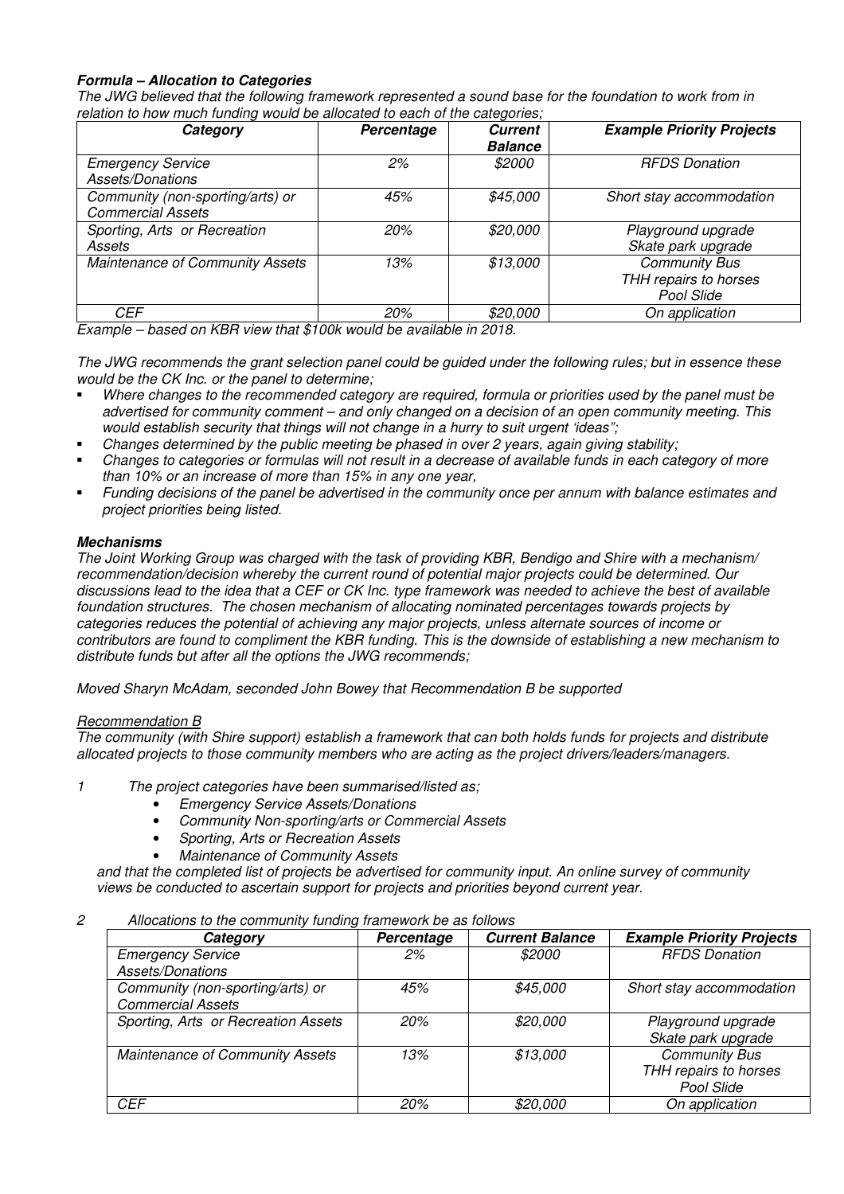***Formula – Allocation to Categories***

*The JWG believed that the following framework represented a sound base for the foundation to work from in relation to how much funding would be allocated to each of the categories;*

| ***Category*** | ***Percentage*** | ***Current Balance*** | ***Example Priority Projects*** |
|---|---|---|---|
| *Emergency Service Assets/Donations* | *2%* | *$2000* | *RFDS Donation* |
| *Community (non-sporting/arts) or Commercial Assets* | *45%* | *$45,000* | *Short stay accommodation* |
| *Sporting, Arts or Recreation Assets* | *20%* | *$20,000* | *Playground upgrade*<br>*Skate park upgrade* |
| *Maintenance of Community Assets* | *13%* | *$13,000* | *Community Bus*<br>*THH repairs to horses*<br>*Pool Slide* |
| *CEF* | *20%* | *$20,000* | *On application* |

*Example – based on KBR view that $100k would be available in 2018.*

*The JWG recommends the grant selection panel could be guided under the following rules; but in essence these would be the CK Inc. or the panel to determine;*

- *Where changes to the recommended category are required, formula or priorities used by the panel must be advertised for community comment – and only changed on a decision of an open community meeting. This would establish security that things will not change in a hurry to suit urgent 'ideas";*
- *Changes determined by the public meeting be phased in over 2 years, again giving stability;*
- *Changes to categories or formulas will not result in a decrease of available funds in each category of more than 10% or an increase of more than 15% in any one year,*
- *Funding decisions of the panel be advertised in the community once per annum with balance estimates and project priorities being listed.*

***Mechanisms***

*The Joint Working Group was charged with the task of providing KBR, Bendigo and Shire with a mechanism/ recommendation/decision whereby the current round of potential major projects could be determined. Our discussions lead to the idea that a CEF or CK Inc. type framework was needed to achieve the best of available foundation structures. The chosen mechanism of allocating nominated percentages towards projects by categories reduces the potential of achieving any major projects, unless alternate sources of income or contributors are found to compliment the KBR funding. This is the downside of establishing a new mechanism to distribute funds but after all the options the JWG recommends;*

*Moved Sharyn McAdam, seconded John Bowey that Recommendation B be supported*

*Recommendation B*

*The community (with Shire support) establish a framework that can both holds funds for projects and distribute allocated projects to those community members who are acting as the project drivers/leaders/managers.*

1. *The project categories have been summarised/listed as;*
   - *Emergency Service Assets/Donations*
   - *Community Non-sporting/arts or Commercial Assets*
   - *Sporting, Arts or Recreation Assets*
   - *Maintenance of Community Assets*

   *and that the completed list of projects be advertised for community input. An online survey of community views be conducted to ascertain support for projects and priorities beyond current year.*

2. *Allocations to the community funding framework be as follows*

| ***Category*** | ***Percentage*** | ***Current Balance*** | ***Example Priority Projects*** |
|---|---|---|---|
| *Emergency Service Assets/Donations* | *2%* | *$2000* | *RFDS Donation* |
| *Community (non-sporting/arts) or Commercial Assets* | *45%* | *$45,000* | *Short stay accommodation* |
| *Sporting, Arts or Recreation Assets* | *20%* | *$20,000* | *Playground upgrade*<br>*Skate park upgrade* |
| *Maintenance of Community Assets* | *13%* | *$13,000* | *Community Bus*<br>*THH repairs to horses*<br>*Pool Slide* |
| *CEF* | *20%* | *$20,000* | *On application* |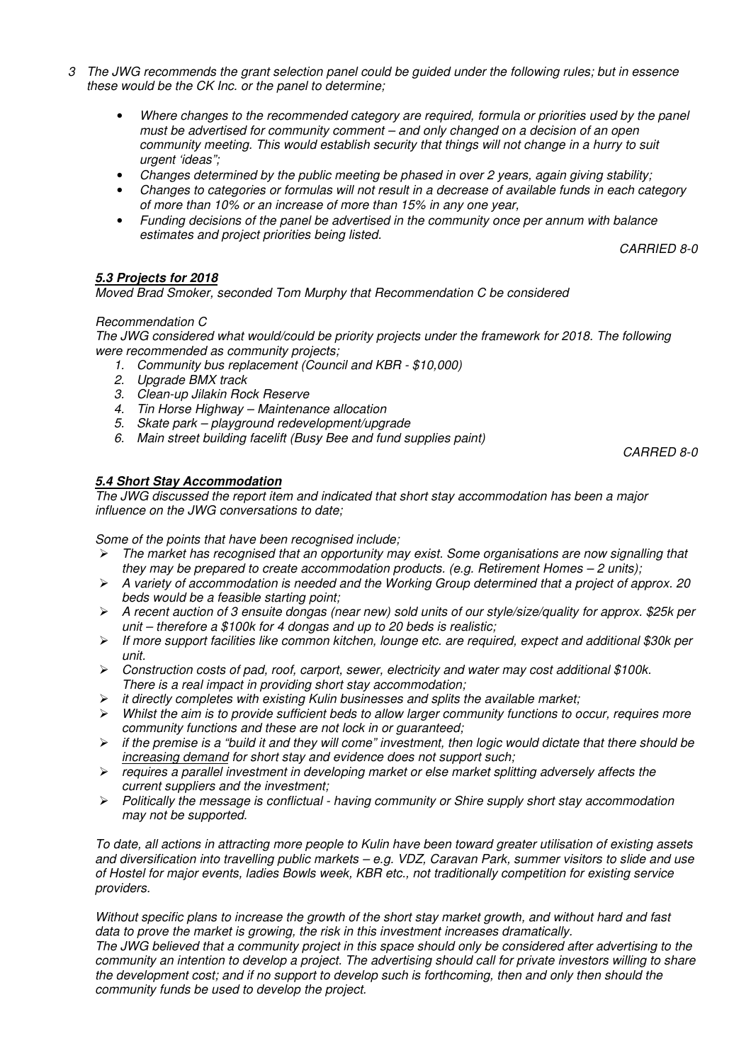3 *The JWG recommends the grant selection panel could be guided under the following rules; but in essence these would be the CK Inc. or the panel to determine;*

- *Where changes to the recommended category are required, formula or priorities used by the panel must be advertised for community comment – and only changed on a decision of an open community meeting. This would establish security that things will not change in a hurry to suit urgent 'ideas";*
- *Changes determined by the public meeting be phased in over 2 years, again giving stability;*
- *Changes to categories or formulas will not result in a decrease of available funds in each category of more than 10% or an increase of more than 15% in any one year,*
- *Funding decisions of the panel be advertised in the community once per annum with balance estimates and project priorities being listed.*

*CARRIED 8-0*

***5.3 Projects for 2018***

*Moved Brad Smoker, seconded Tom Murphy that Recommendation C be considered*

*Recommendation C*

*The JWG considered what would/could be priority projects under the framework for 2018. The following were recommended as community projects;*

1. *Community bus replacement (Council and KBR - $10,000)*
2. *Upgrade BMX track*
3. *Clean-up Jilakin Rock Reserve*
4. *Tin Horse Highway – Maintenance allocation*
5. *Skate park – playground redevelopment/upgrade*
6. *Main street building facelift (Busy Bee and fund supplies paint)*

*CARRED 8-0*

***5.4 Short Stay Accommodation***

*The JWG discussed the report item and indicated that short stay accommodation has been a major influence on the JWG conversations to date;*

*Some of the points that have been recognised include;*

- *The market has recognised that an opportunity may exist. Some organisations are now signalling that they may be prepared to create accommodation products. (e.g. Retirement Homes – 2 units);*
- *A variety of accommodation is needed and the Working Group determined that a project of approx. 20 beds would be a feasible starting point;*
- *A recent auction of 3 ensuite dongas (near new) sold units of our style/size/quality for approx. $25k per unit – therefore a $100k for 4 dongas and up to 20 beds is realistic;*
- *If more support facilities like common kitchen, lounge etc. are required, expect and additional $30k per unit.*
- *Construction costs of pad, roof, carport, sewer, electricity and water may cost additional $100k. There is a real impact in providing short stay accommodation;*
- *it directly completes with existing Kulin businesses and splits the available market;*
- *Whilst the aim is to provide sufficient beds to allow larger community functions to occur, requires more community functions and these are not lock in or guaranteed;*
- *if the premise is a "build it and they will come" investment, then logic would dictate that there should be increasing demand for short stay and evidence does not support such;*
- *requires a parallel investment in developing market or else market splitting adversely affects the current suppliers and the investment;*
- *Politically the message is conflictual - having community or Shire supply short stay accommodation may not be supported.*

*To date, all actions in attracting more people to Kulin have been toward greater utilisation of existing assets and diversification into travelling public markets – e.g. VDZ, Caravan Park, summer visitors to slide and use of Hostel for major events, ladies Bowls week, KBR etc., not traditionally competition for existing service providers.*

*Without specific plans to increase the growth of the short stay market growth, and without hard and fast data to prove the market is growing, the risk in this investment increases dramatically.*

*The JWG believed that a community project in this space should only be considered after advertising to the community an intention to develop a project. The advertising should call for private investors willing to share the development cost; and if no support to develop such is forthcoming, then and only then should the community funds be used to develop the project.*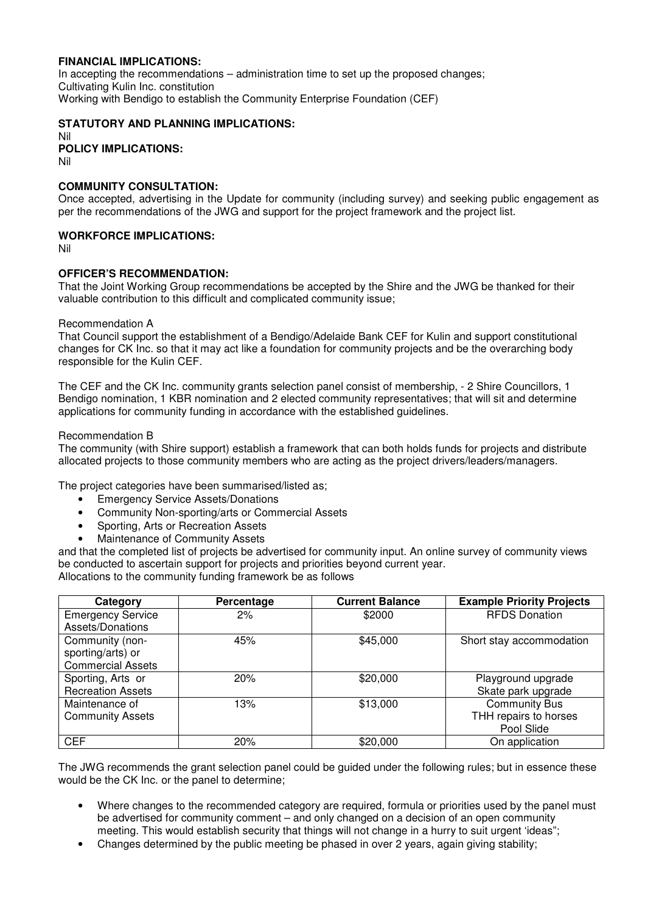**FINANCIAL IMPLICATIONS:**
In accepting the recommendations – administration time to set up the proposed changes;
Cultivating Kulin Inc. constitution
Working with Bendigo to establish the Community Enterprise Foundation (CEF)

**STATUTORY AND PLANNING IMPLICATIONS:**
Nil

**POLICY IMPLICATIONS:**
Nil

**COMMUNITY CONSULTATION:**
Once accepted, advertising in the Update for community (including survey) and seeking public engagement as per the recommendations of the JWG and support for the project framework and the project list.

**WORKFORCE IMPLICATIONS:**
Nil

**OFFICER'S RECOMMENDATION:**
That the Joint Working Group recommendations be accepted by the Shire and the JWG be thanked for their valuable contribution to this difficult and complicated community issue;

Recommendation A
That Council support the establishment of a Bendigo/Adelaide Bank CEF for Kulin and support constitutional changes for CK Inc. so that it may act like a foundation for community projects and be the overarching body responsible for the Kulin CEF.

The CEF and the CK Inc. community grants selection panel consist of membership, - 2 Shire Councillors, 1 Bendigo nomination, 1 KBR nomination and 2 elected community representatives; that will sit and determine applications for community funding in accordance with the established guidelines.

Recommendation B
The community (with Shire support) establish a framework that can both holds funds for projects and distribute allocated projects to those community members who are acting as the project drivers/leaders/managers.

The project categories have been summarised/listed as;

- Emergency Service Assets/Donations
- Community Non-sporting/arts or Commercial Assets
- Sporting, Arts or Recreation Assets
- Maintenance of Community Assets

and that the completed list of projects be advertised for community input. An online survey of community views be conducted to ascertain support for projects and priorities beyond current year.
Allocations to the community funding framework be as follows

| Category | Percentage | Current Balance | Example Priority Projects |
|---|---|---|---|
| Emergency Service Assets/Donations | 2% | \$2000 | RFDS Donation |
| Community (non-sporting/arts) or Commercial Assets | 45% | \$45,000 | Short stay accommodation |
| Sporting, Arts or Recreation Assets | 20% | \$20,000 | Playground upgrade<br>Skate park upgrade |
| Maintenance of Community Assets | 13% | \$13,000 | Community Bus<br>THH repairs to horses<br>Pool Slide |
| CEF | 20% | \$20,000 | On application |

The JWG recommends the grant selection panel could be guided under the following rules; but in essence these would be the CK Inc. or the panel to determine;

- Where changes to the recommended category are required, formula or priorities used by the panel must be advertised for community comment – and only changed on a decision of an open community meeting. This would establish security that things will not change in a hurry to suit urgent 'ideas";
- Changes determined by the public meeting be phased in over 2 years, again giving stability;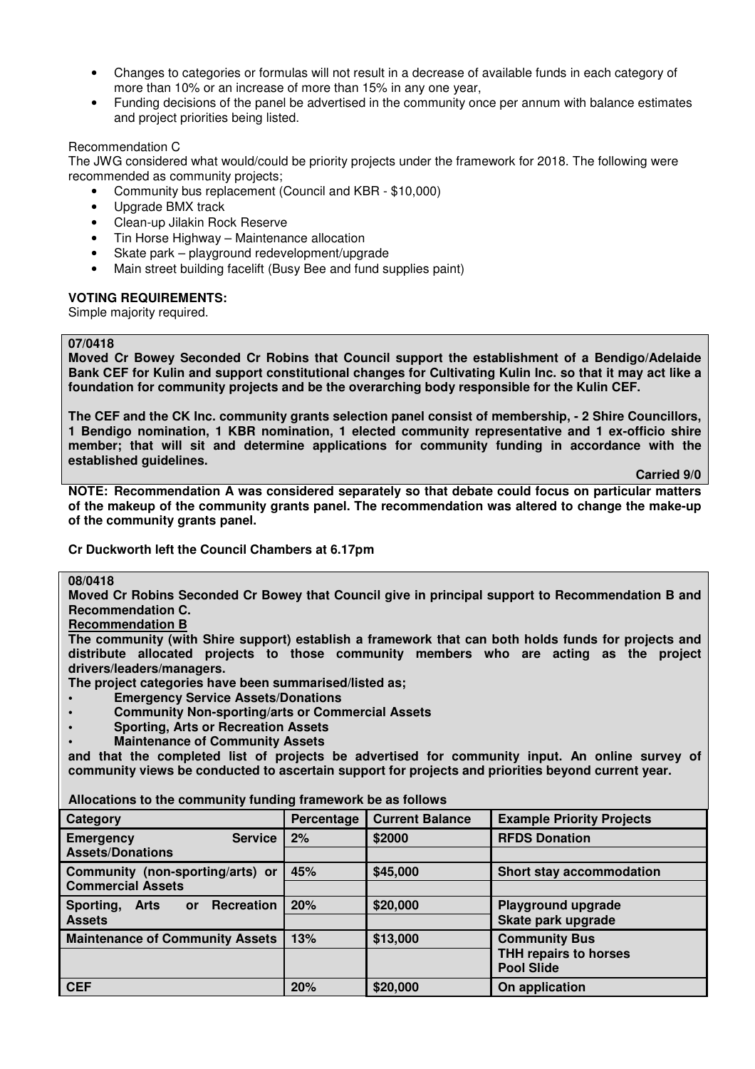- Changes to categories or formulas will not result in a decrease of available funds in each category of more than 10% or an increase of more than 15% in any one year,
- Funding decisions of the panel be advertised in the community once per annum with balance estimates and project priorities being listed.

Recommendation C

The JWG considered what would/could be priority projects under the framework for 2018. The following were recommended as community projects;

- Community bus replacement (Council and KBR - $10,000)
- Upgrade BMX track
- Clean-up Jilakin Rock Reserve
- Tin Horse Highway – Maintenance allocation
- Skate park – playground redevelopment/upgrade
- Main street building facelift (Busy Bee and fund supplies paint)

**VOTING REQUIREMENTS:**

Simple majority required.

**07/0418**

**Moved Cr Bowey Seconded Cr Robins that Council support the establishment of a Bendigo/Adelaide Bank CEF for Kulin and support constitutional changes for Cultivating Kulin Inc. so that it may act like a foundation for community projects and be the overarching body responsible for the Kulin CEF.**

**The CEF and the CK Inc. community grants selection panel consist of membership, - 2 Shire Councillors, 1 Bendigo nomination, 1 KBR nomination, 1 elected community representative and 1 ex-officio shire member; that will sit and determine applications for community funding in accordance with the established guidelines.**

**Carried 9/0**

**NOTE: Recommendation A was considered separately so that debate could focus on particular matters of the makeup of the community grants panel. The recommendation was altered to change the make-up of the community grants panel.**

**Cr Duckworth left the Council Chambers at 6.17pm**

**08/0418**

**Moved Cr Robins Seconded Cr Bowey that Council give in principal support to Recommendation B and Recommendation C.**

**Recommendation B**

**The community (with Shire support) establish a framework that can both holds funds for projects and distribute allocated projects to those community members who are acting as the project drivers/leaders/managers.**

**The project categories have been summarised/listed as;**

- **Emergency Service Assets/Donations**
- **Community Non-sporting/arts or Commercial Assets**
- **Sporting, Arts or Recreation Assets**
- **Maintenance of Community Assets**

**and that the completed list of projects be advertised for community input. An online survey of community views be conducted to ascertain support for projects and priorities beyond current year.**

**Allocations to the community funding framework be as follows**

| Category | Percentage | Current Balance | Example Priority Projects |
|---|---|---|---|
| **Emergency Service Assets/Donations** | **2%** | **$2000** | **RFDS Donation** |
| **Community (non-sporting/arts) or Commercial Assets** | **45%** | **$45,000** | **Short stay accommodation** |
| **Sporting, Arts or Recreation Assets** | **20%** | **$20,000** | **Playground upgrade**<br>**Skate park upgrade** |
| **Maintenance of Community Assets** | **13%** | **$13,000** | **Community Bus**<br>**THH repairs to horses**<br>**Pool Slide** |
| **CEF** | **20%** | **$20,000** | **On application** |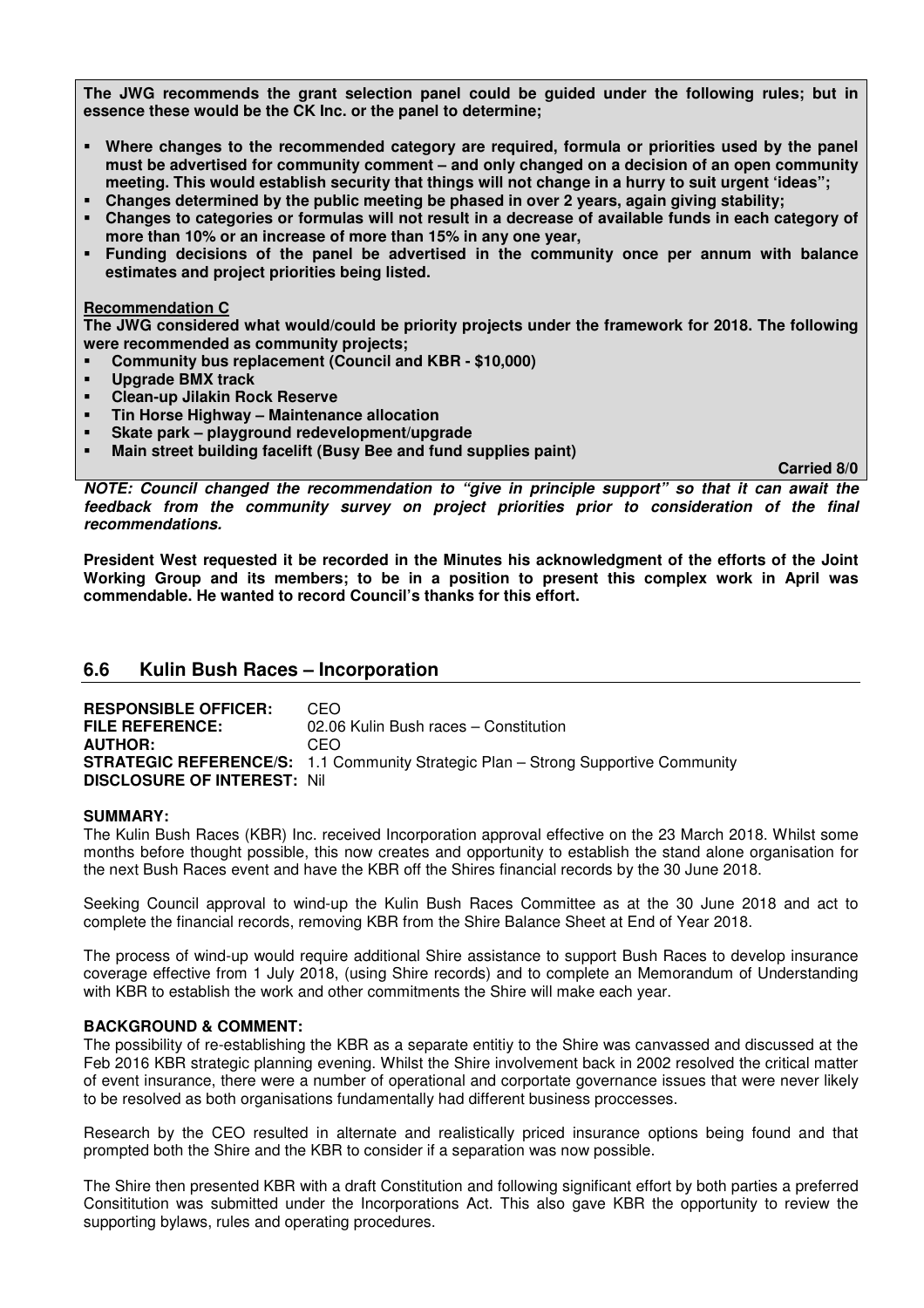**The JWG recommends the grant selection panel could be guided under the following rules; but in essence these would be the CK Inc. or the panel to determine;**

- **Where changes to the recommended category are required, formula or priorities used by the panel must be advertised for community comment – and only changed on a decision of an open community meeting. This would establish security that things will not change in a hurry to suit urgent 'ideas";**
- **Changes determined by the public meeting be phased in over 2 years, again giving stability;**
- **Changes to categories or formulas will not result in a decrease of available funds in each category of more than 10% or an increase of more than 15% in any one year,**
- **Funding decisions of the panel be advertised in the community once per annum with balance estimates and project priorities being listed.**

**Recommendation C**

**The JWG considered what would/could be priority projects under the framework for 2018. The following were recommended as community projects;**

- **Community bus replacement (Council and KBR - $10,000)**
- **Upgrade BMX track**
- **Clean-up Jilakin Rock Reserve**
- **Tin Horse Highway – Maintenance allocation**
- **Skate park – playground redevelopment/upgrade**
- **Main street building facelift (Busy Bee and fund supplies paint)**

**Carried 8/0**

***NOTE: Council changed the recommendation to "give in principle support" so that it can await the feedback from the community survey on project priorities prior to consideration of the final recommendations.***

**President West requested it be recorded in the Minutes his acknowledgment of the efforts of the Joint Working Group and its members; to be in a position to present this complex work in April was commendable. He wanted to record Council's thanks for this effort.**

## 6.6 Kulin Bush Races – Incorporation

**RESPONSIBLE OFFICER:** CEO
**FILE REFERENCE:** 02.06 Kulin Bush races – Constitution
**AUTHOR:** CEO
**STRATEGIC REFERENCE/S:** 1.1 Community Strategic Plan – Strong Supportive Community
**DISCLOSURE OF INTEREST:** Nil

**SUMMARY:**

The Kulin Bush Races (KBR) Inc. received Incorporation approval effective on the 23 March 2018. Whilst some months before thought possible, this now creates and opportunity to establish the stand alone organisation for the next Bush Races event and have the KBR off the Shires financial records by the 30 June 2018.

Seeking Council approval to wind-up the Kulin Bush Races Committee as at the 30 June 2018 and act to complete the financial records, removing KBR from the Shire Balance Sheet at End of Year 2018.

The process of wind-up would require additional Shire assistance to support Bush Races to develop insurance coverage effective from 1 July 2018, (using Shire records) and to complete an Memorandum of Understanding with KBR to establish the work and other commitments the Shire will make each year.

**BACKGROUND & COMMENT:**

The possibility of re-establishing the KBR as a separate entitiy to the Shire was canvassed and discussed at the Feb 2016 KBR strategic planning evening. Whilst the Shire involvement back in 2002 resolved the critical matter of event insurance, there were a number of operational and corportate governance issues that were never likely to be resolved as both organisations fundamentally had different business proccesses.

Research by the CEO resulted in alternate and realistically priced insurance options being found and that prompted both the Shire and the KBR to consider if a separation was now possible.

The Shire then presented KBR with a draft Constitution and following significant effort by both parties a preferred Consititution was submitted under the Incorporations Act. This also gave KBR the opportunity to review the supporting bylaws, rules and operating procedures.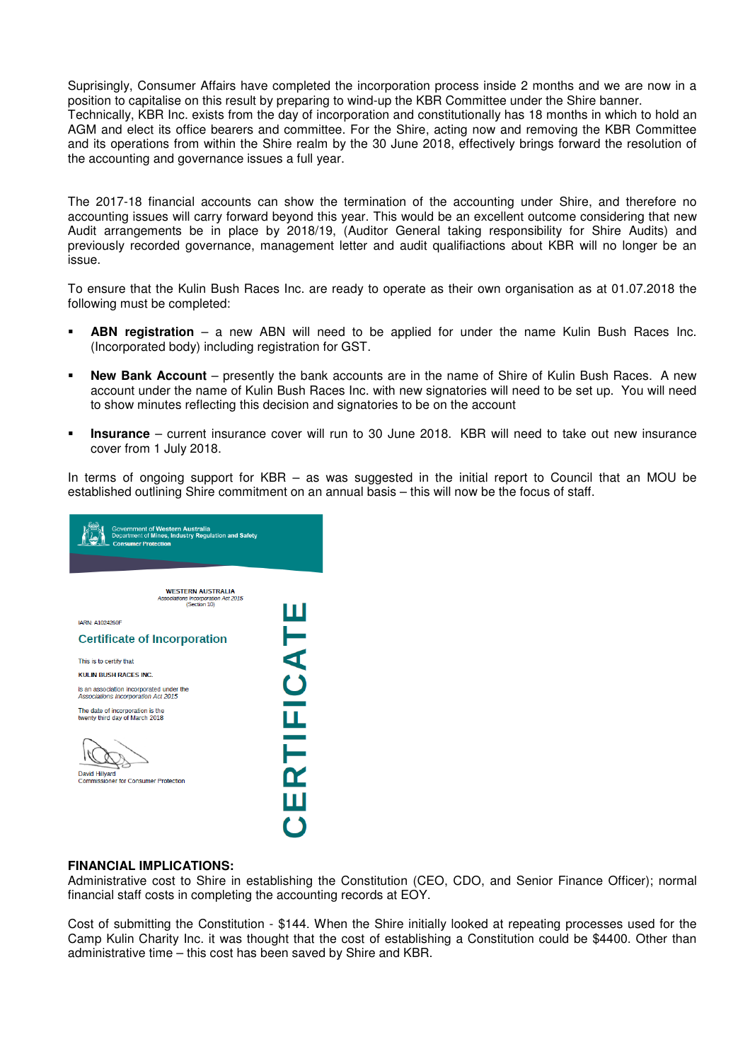Suprisingly, Consumer Affairs have completed the incorporation process inside 2 months and we are now in a position to capitalise on this result by preparing to wind-up the KBR Committee under the Shire banner.
Technically, KBR Inc. exists from the day of incorporation and constitutionally has 18 months in which to hold an AGM and elect its office bearers and committee. For the Shire, acting now and removing the KBR Committee and its operations from within the Shire realm by the 30 June 2018, effectively brings forward the resolution of the accounting and governance issues a full year.

The 2017-18 financial accounts can show the termination of the accounting under Shire, and therefore no accounting issues will carry forward beyond this year. This would be an excellent outcome considering that new Audit arrangements be in place by 2018/19, (Auditor General taking responsibility for Shire Audits) and previously recorded governance, management letter and audit qualifiactions about KBR will no longer be an issue.

To ensure that the Kulin Bush Races Inc. are ready to operate as their own organisation as at 01.07.2018 the following must be completed:

- **ABN registration** – a new ABN will need to be applied for under the name Kulin Bush Races Inc. (Incorporated body) including registration for GST.
- **New Bank Account** – presently the bank accounts are in the name of Shire of Kulin Bush Races. A new account under the name of Kulin Bush Races Inc. with new signatories will need to be set up. You will need to show minutes reflecting this decision and signatories to be on the account
- **Insurance** – current insurance cover will run to 30 June 2018. KBR will need to take out new insurance cover from 1 July 2018.

In terms of ongoing support for KBR – as was suggested in the initial report to Council that an MOU be established outlining Shire commitment on an annual basis – this will now be the focus of staff.

Government of Western Australia
Department of Mines, Industry Regulation and Safety
Consumer Protection

WESTERN AUSTRALIA
*Associations Incorporation Act 2015*
(Section 10)

IARN: A1024260F

**Certificate of Incorporation**

This is to certify that

KULIN BUSH RACES INC.

is an association incorporated under the *Associations Incorporation Act 2015*

The date of incorporation is the twenty third day of March 2018

David Hillyard
Commissioner for Consumer Protection

CERTIFICATE

**FINANCIAL IMPLICATIONS:**
Administrative cost to Shire in establishing the Constitution (CEO, CDO, and Senior Finance Officer); normal financial staff costs in completing the accounting records at EOY.

Cost of submitting the Constitution - $144. When the Shire initially looked at repeating processes used for the Camp Kulin Charity Inc. it was thought that the cost of establishing a Constitution could be $4400. Other than administrative time – this cost has been saved by Shire and KBR.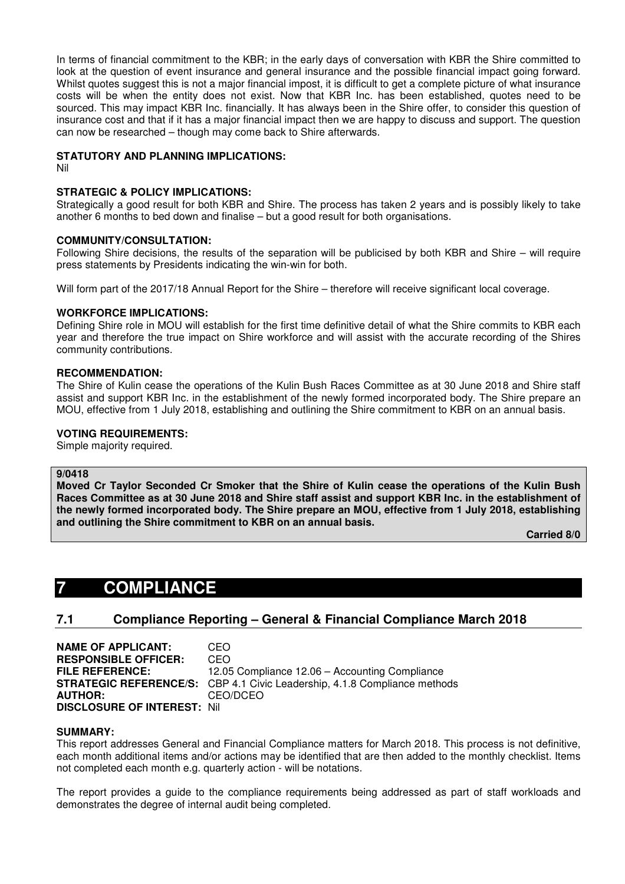In terms of financial commitment to the KBR; in the early days of conversation with KBR the Shire committed to look at the question of event insurance and general insurance and the possible financial impact going forward. Whilst quotes suggest this is not a major financial impost, it is difficult to get a complete picture of what insurance costs will be when the entity does not exist. Now that KBR Inc. has been established, quotes need to be sourced. This may impact KBR Inc. financially. It has always been in the Shire offer, to consider this question of insurance cost and that if it has a major financial impact then we are happy to discuss and support. The question can now be researched – though may come back to Shire afterwards.

**STATUTORY AND PLANNING IMPLICATIONS:**
Nil

**STRATEGIC & POLICY IMPLICATIONS:**
Strategically a good result for both KBR and Shire. The process has taken 2 years and is possibly likely to take another 6 months to bed down and finalise – but a good result for both organisations.

**COMMUNITY/CONSULTATION:**
Following Shire decisions, the results of the separation will be publicised by both KBR and Shire – will require press statements by Presidents indicating the win-win for both.

Will form part of the 2017/18 Annual Report for the Shire – therefore will receive significant local coverage.

**WORKFORCE IMPLICATIONS:**
Defining Shire role in MOU will establish for the first time definitive detail of what the Shire commits to KBR each year and therefore the true impact on Shire workforce and will assist with the accurate recording of the Shires community contributions.

**RECOMMENDATION:**
The Shire of Kulin cease the operations of the Kulin Bush Races Committee as at 30 June 2018 and Shire staff assist and support KBR Inc. in the establishment of the newly formed incorporated body. The Shire prepare an MOU, effective from 1 July 2018, establishing and outlining the Shire commitment to KBR on an annual basis.

**VOTING REQUIREMENTS:**
Simple majority required.

**9/0418**
**Moved Cr Taylor Seconded Cr Smoker that the Shire of Kulin cease the operations of the Kulin Bush Races Committee as at 30 June 2018 and Shire staff assist and support KBR Inc. in the establishment of the newly formed incorporated body. The Shire prepare an MOU, effective from 1 July 2018, establishing and outlining the Shire commitment to KBR on an annual basis.**

**Carried 8/0**

# 7 COMPLIANCE

## 7.1 Compliance Reporting – General & Financial Compliance March 2018

**NAME OF APPLICANT:** CEO
**RESPONSIBLE OFFICER:** CEO
**FILE REFERENCE:** 12.05 Compliance 12.06 – Accounting Compliance
**STRATEGIC REFERENCE/S:** CBP 4.1 Civic Leadership, 4.1.8 Compliance methods
**AUTHOR:** CEO/DCEO
**DISCLOSURE OF INTEREST:** Nil

**SUMMARY:**
This report addresses General and Financial Compliance matters for March 2018. This process is not definitive, each month additional items and/or actions may be identified that are then added to the monthly checklist. Items not completed each month e.g. quarterly action - will be notations.

The report provides a guide to the compliance requirements being addressed as part of staff workloads and demonstrates the degree of internal audit being completed.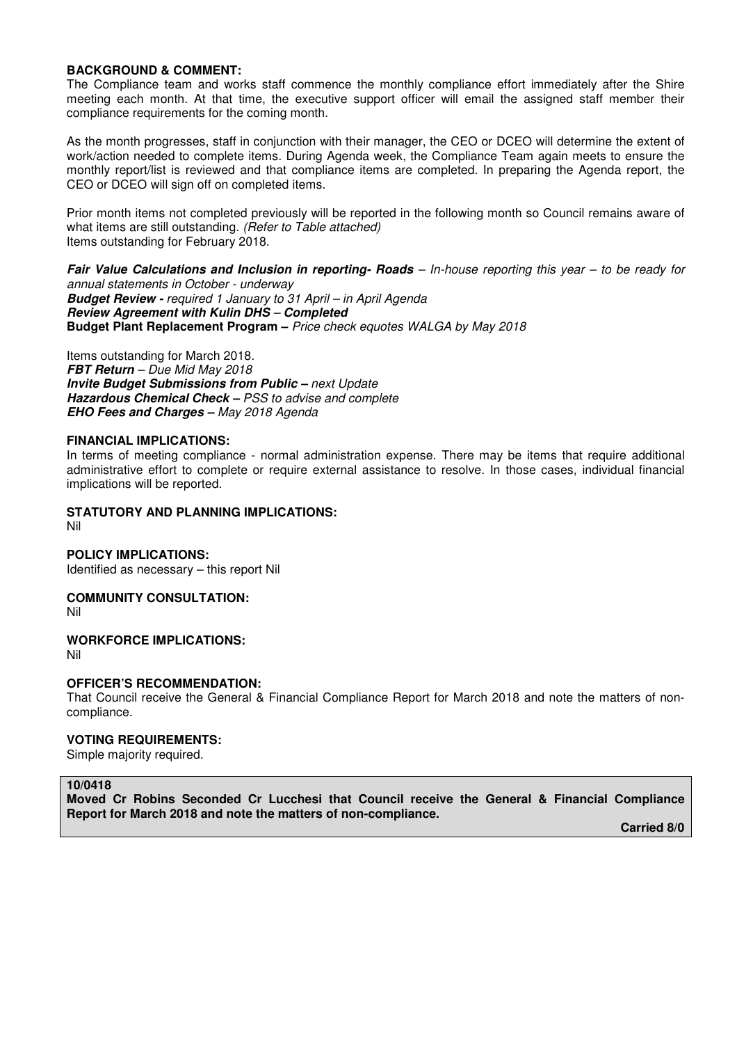**BACKGROUND & COMMENT:**
The Compliance team and works staff commence the monthly compliance effort immediately after the Shire meeting each month. At that time, the executive support officer will email the assigned staff member their compliance requirements for the coming month.

As the month progresses, staff in conjunction with their manager, the CEO or DCEO will determine the extent of work/action needed to complete items. During Agenda week, the Compliance Team again meets to ensure the monthly report/list is reviewed and that compliance items are completed. In preparing the Agenda report, the CEO or DCEO will sign off on completed items.

Prior month items not completed previously will be reported in the following month so Council remains aware of what items are still outstanding. *(Refer to Table attached)*
Items outstanding for February 2018.

***Fair Value Calculations and Inclusion in reporting- Roads*** – *In-house reporting this year – to be ready for annual statements in October - underway*
***Budget Review -*** *required 1 January to 31 April – in April Agenda*
***Review Agreement with Kulin DHS*** – ***Completed***
**Budget Plant Replacement Program –** *Price check equotes WALGA by May 2018*

Items outstanding for March 2018.
***FBT Return*** – *Due Mid May 2018*
***Invite Budget Submissions from Public –*** *next Update*
***Hazardous Chemical Check –*** *PSS to advise and complete*
***EHO Fees and Charges –*** *May 2018 Agenda*

**FINANCIAL IMPLICATIONS:**
In terms of meeting compliance - normal administration expense. There may be items that require additional administrative effort to complete or require external assistance to resolve. In those cases, individual financial implications will be reported.

**STATUTORY AND PLANNING IMPLICATIONS:**
Nil

**POLICY IMPLICATIONS:**
Identified as necessary – this report Nil

**COMMUNITY CONSULTATION:**
Nil

**WORKFORCE IMPLICATIONS:**
Nil

**OFFICER'S RECOMMENDATION:**
That Council receive the General & Financial Compliance Report for March 2018 and note the matters of non-compliance.

**VOTING REQUIREMENTS:**
Simple majority required.

**10/0418**
**Moved Cr Robins Seconded Cr Lucchesi that Council receive the General & Financial Compliance Report for March 2018 and note the matters of non-compliance.**

**Carried 8/0**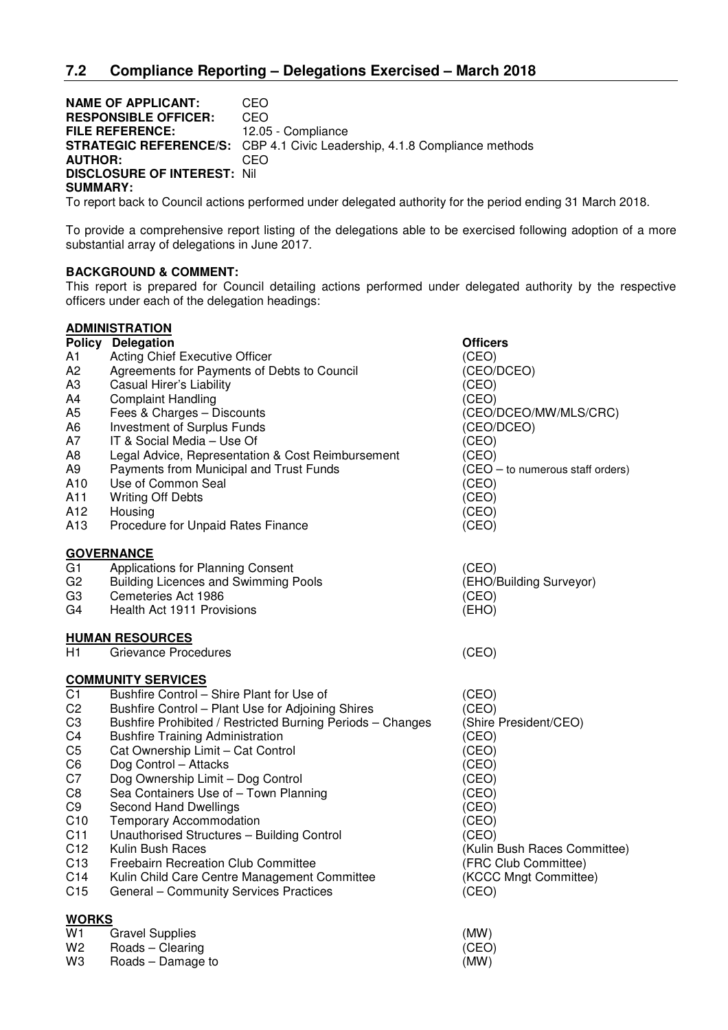## 7.2 Compliance Reporting – Delegations Exercised – March 2018

**NAME OF APPLICANT:** CEO
**RESPONSIBLE OFFICER:** CEO
**FILE REFERENCE:** 12.05 - Compliance
**STRATEGIC REFERENCE/S:** CBP 4.1 Civic Leadership, 4.1.8 Compliance methods
**AUTHOR:** CEO
**DISCLOSURE OF INTEREST:** Nil
**SUMMARY:**

To report back to Council actions performed under delegated authority for the period ending 31 March 2018.

To provide a comprehensive report listing of the delegations able to be exercised following adoption of a more substantial array of delegations in June 2017.

**BACKGROUND & COMMENT:**

This report is prepared for Council detailing actions performed under delegated authority by the respective officers under each of the delegation headings:

**ADMINISTRATION**

| Policy | Delegation | Officers |
|---|---|---|
| A1 | Acting Chief Executive Officer | (CEO) |
| A2 | Agreements for Payments of Debts to Council | (CEO/DCEO) |
| A3 | Casual Hirer's Liability | (CEO) |
| A4 | Complaint Handling | (CEO) |
| A5 | Fees & Charges – Discounts | (CEO/DCEO/MW/MLS/CRC) |
| A6 | Investment of Surplus Funds | (CEO/DCEO) |
| A7 | IT & Social Media – Use Of | (CEO) |
| A8 | Legal Advice, Representation & Cost Reimbursement | (CEO) |
| A9 | Payments from Municipal and Trust Funds | (CEO – to numerous staff orders) |
| A10 | Use of Common Seal | (CEO) |
| A11 | Writing Off Debts | (CEO) |
| A12 | Housing | (CEO) |
| A13 | Procedure for Unpaid Rates Finance | (CEO) |

**GOVERNANCE**

| | | |
|---|---|---|
| G1 | Applications for Planning Consent | (CEO) |
| G2 | Building Licences and Swimming Pools | (EHO/Building Surveyor) |
| G3 | Cemeteries Act 1986 | (CEO) |
| G4 | Health Act 1911 Provisions | (EHO) |

**HUMAN RESOURCES**

| | | |
|---|---|---|
| H1 | Grievance Procedures | (CEO) |

**COMMUNITY SERVICES**

| | | |
|---|---|---|
| C1 | Bushfire Control – Shire Plant for Use of | (CEO) |
| C2 | Bushfire Control – Plant Use for Adjoining Shires | (CEO) |
| C3 | Bushfire Prohibited / Restricted Burning Periods – Changes | (Shire President/CEO) |
| C4 | Bushfire Training Administration | (CEO) |
| C5 | Cat Ownership Limit – Cat Control | (CEO) |
| C6 | Dog Control – Attacks | (CEO) |
| C7 | Dog Ownership Limit – Dog Control | (CEO) |
| C8 | Sea Containers Use of – Town Planning | (CEO) |
| C9 | Second Hand Dwellings | (CEO) |
| C10 | Temporary Accommodation | (CEO) |
| C11 | Unauthorised Structures – Building Control | (CEO) |
| C12 | Kulin Bush Races | (Kulin Bush Races Committee) |
| C13 | Freebairn Recreation Club Committee | (FRC Club Committee) |
| C14 | Kulin Child Care Centre Management Committee | (KCCC Mngt Committee) |
| C15 | General – Community Services Practices | (CEO) |

**WORKS**

| | | |
|---|---|---|
| W1 | Gravel Supplies | (MW) |
| W2 | Roads – Clearing | (CEO) |
| W3 | Roads – Damage to | (MW) |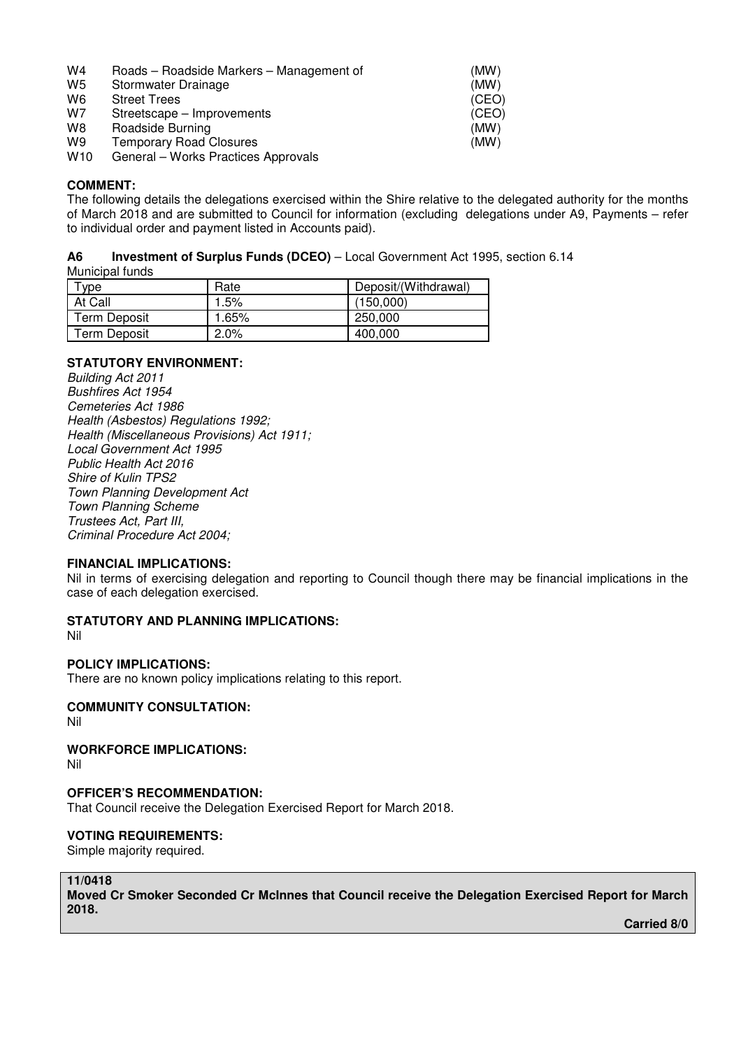| | | |
|---|---|---|
| W4 | Roads – Roadside Markers – Management of | (MW) |
| W5 | Stormwater Drainage | (MW) |
| W6 | Street Trees | (CEO) |
| W7 | Streetscape – Improvements | (CEO) |
| W8 | Roadside Burning | (MW) |
| W9 | Temporary Road Closures | (MW) |
| W10 | General – Works Practices Approvals | |

**COMMENT:**

The following details the delegations exercised within the Shire relative to the delegated authority for the months of March 2018 and are submitted to Council for information (excluding delegations under A9, Payments – refer to individual order and payment listed in Accounts paid).

**A6 Investment of Surplus Funds (DCEO)** – Local Government Act 1995, section 6.14

Municipal funds

| Type | Rate | Deposit/(Withdrawal) |
|---|---|---|
| At Call | 1.5% | (150,000) |
| Term Deposit | 1.65% | 250,000 |
| Term Deposit | 2.0% | 400,000 |

**STATUTORY ENVIRONMENT:**

*Building Act 2011*
*Bushfires Act 1954*
*Cemeteries Act 1986*
*Health (Asbestos) Regulations 1992;*
*Health (Miscellaneous Provisions) Act 1911;*
*Local Government Act 1995*
*Public Health Act 2016*
*Shire of Kulin TPS2*
*Town Planning Development Act*
*Town Planning Scheme*
*Trustees Act, Part III,*
*Criminal Procedure Act 2004;*

**FINANCIAL IMPLICATIONS:**

Nil in terms of exercising delegation and reporting to Council though there may be financial implications in the case of each delegation exercised.

**STATUTORY AND PLANNING IMPLICATIONS:**

Nil

**POLICY IMPLICATIONS:**

There are no known policy implications relating to this report.

**COMMUNITY CONSULTATION:**

Nil

**WORKFORCE IMPLICATIONS:**

Nil

**OFFICER'S RECOMMENDATION:**

That Council receive the Delegation Exercised Report for March 2018.

**VOTING REQUIREMENTS:**

Simple majority required.

**11/0418**

**Moved Cr Smoker Seconded Cr McInnes that Council receive the Delegation Exercised Report for March 2018.**

**Carried 8/0**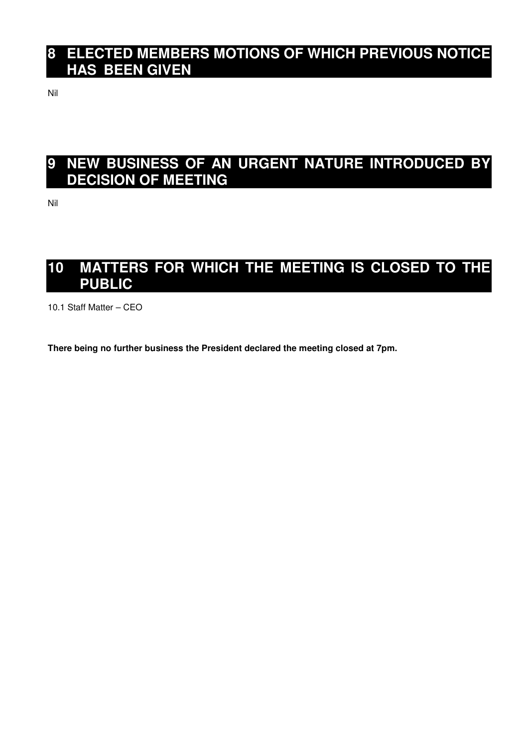# 8 ELECTED MEMBERS MOTIONS OF WHICH PREVIOUS NOTICE HAS BEEN GIVEN

Nil

# 9 NEW BUSINESS OF AN URGENT NATURE INTRODUCED BY DECISION OF MEETING

Nil

# 10 MATTERS FOR WHICH THE MEETING IS CLOSED TO THE PUBLIC

10.1 Staff Matter – CEO

**There being no further business the President declared the meeting closed at 7pm.**